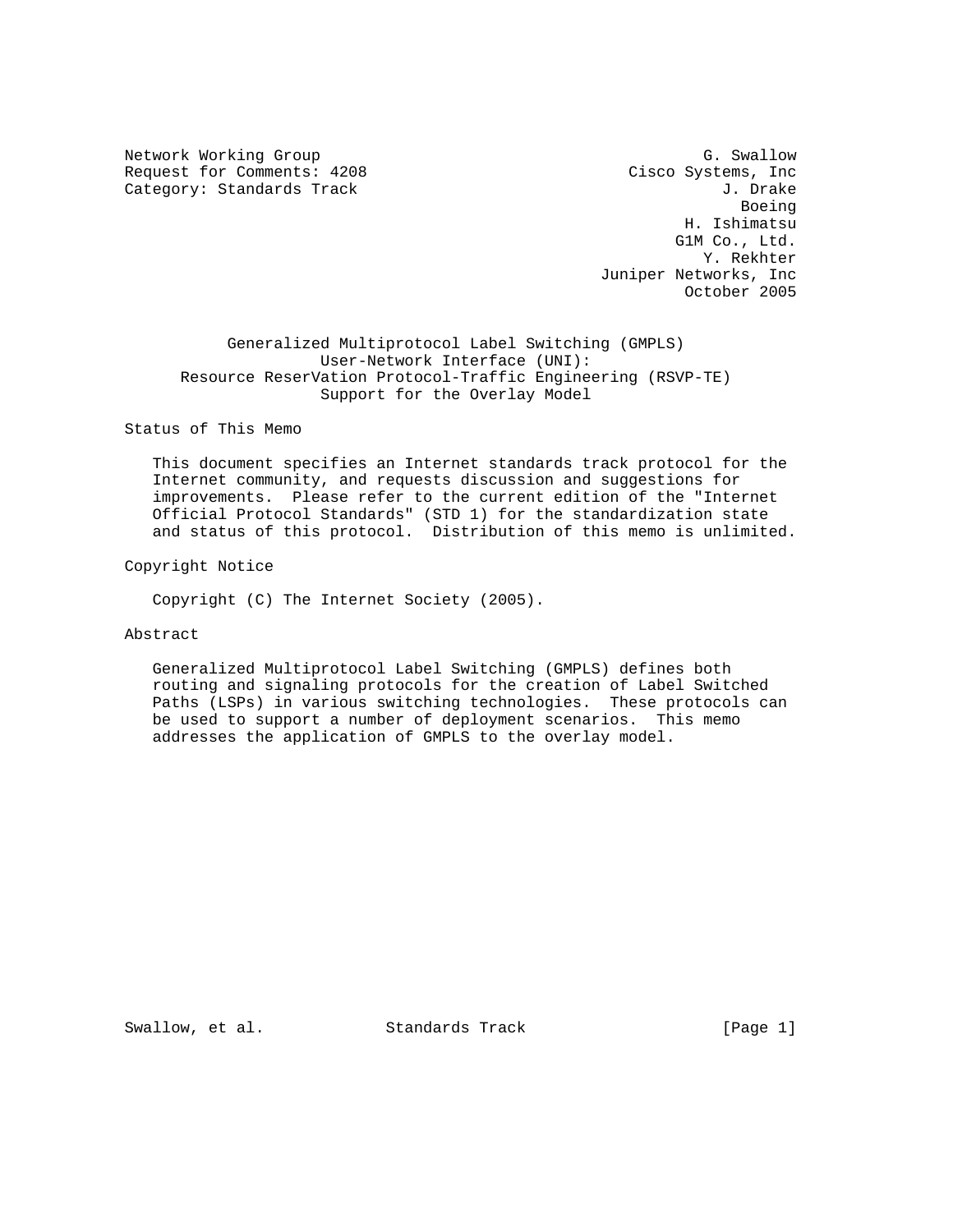Network Working Group G. Swallow
Request for Comments: 4208 Cisco Systems, Inc
Category: Standards Track J. Drake
Boeing
H. Ishimatsu
G1M Co., Ltd.
Y. Rekhter
Juniper Networks, Inc
October 2005

# Generalized Multiprotocol Label Switching (GMPLS) User-Network Interface (UNI): Resource ReserVation Protocol-Traffic Engineering (RSVP-TE) Support for the Overlay Model

## Status of This Memo

This document specifies an Internet standards track protocol for the Internet community, and requests discussion and suggestions for improvements. Please refer to the current edition of the "Internet Official Protocol Standards" (STD 1) for the standardization state and status of this protocol. Distribution of this memo is unlimited.

## Copyright Notice

Copyright (C) The Internet Society (2005).

## Abstract

Generalized Multiprotocol Label Switching (GMPLS) defines both routing and signaling protocols for the creation of Label Switched Paths (LSPs) in various switching technologies. These protocols can be used to support a number of deployment scenarios. This memo addresses the application of GMPLS to the overlay model.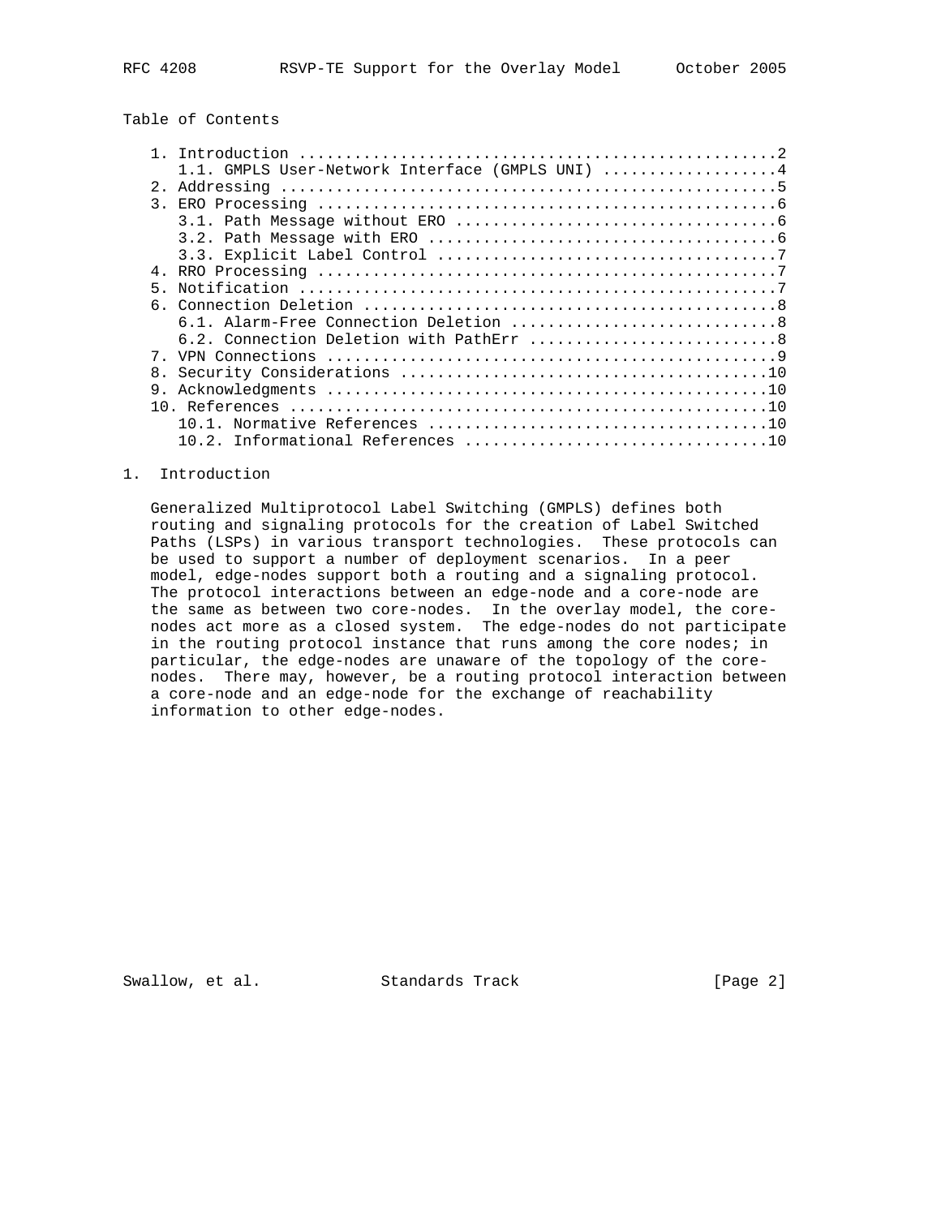## Table of Contents

```
   1. Introduction ....................................................2
      1.1. GMPLS User-Network Interface (GMPLS UNI) ...................4
   2. Addressing ......................................................5
   3. ERO Processing ..................................................6
      3.1. Path Message without ERO ...................................6
      3.2. Path Message with ERO ......................................6
      3.3. Explicit Label Control .....................................7
   4. RRO Processing ..................................................7
   5. Notification ....................................................7
   6. Connection Deletion .............................................8
      6.1. Alarm-Free Connection Deletion .............................8
      6.2. Connection Deletion with PathErr ...........................8
   7. VPN Connections .................................................9
   8. Security Considerations ........................................10
   9. Acknowledgments ................................................10
   10. References ....................................................10
      10.1. Normative References .....................................10
      10.2. Informational References .................................10
```

## 1. Introduction

Generalized Multiprotocol Label Switching (GMPLS) defines both routing and signaling protocols for the creation of Label Switched Paths (LSPs) in various transport technologies. These protocols can be used to support a number of deployment scenarios. In a peer model, edge-nodes support both a routing and a signaling protocol. The protocol interactions between an edge-node and a core-node are the same as between two core-nodes. In the overlay model, the core-nodes act more as a closed system. The edge-nodes do not participate in the routing protocol instance that runs among the core nodes; in particular, the edge-nodes are unaware of the topology of the core-nodes. There may, however, be a routing protocol interaction between a core-node and an edge-node for the exchange of reachability information to other edge-nodes.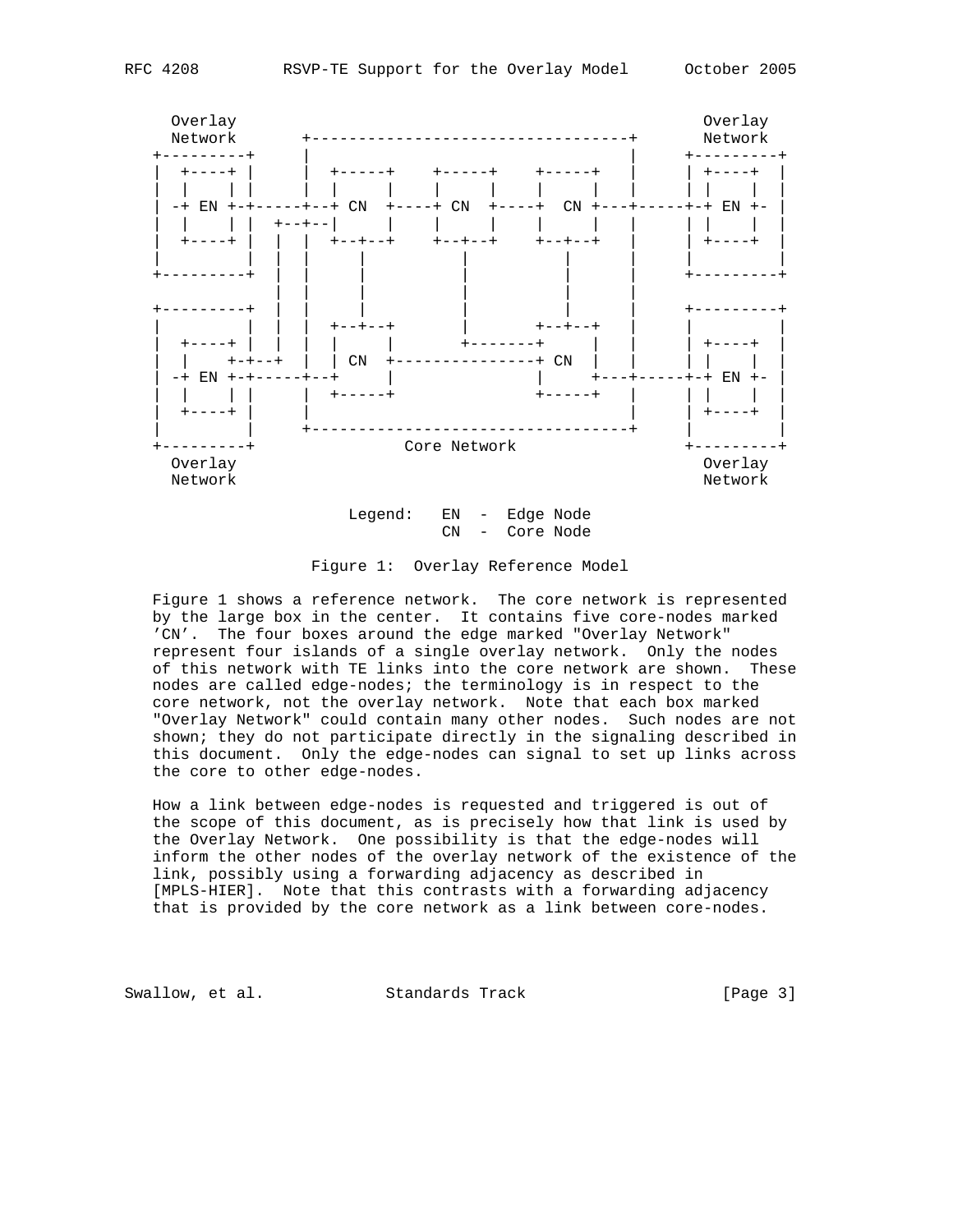```
  Overlay                                                  Overlay
  Network       +----------------------------------+      Network
+---------+     |                                  |     +---------+
|  +----+ |     |  +-----+    +-----+    +-----+   |     | +----+  |
|  |    | |     |  |     |    |     |    |     |   |     | |    |  |
| -+ EN +-+-----+--+ CN  +----+ CN  +----+  CN +---+-----+-+ EN +- |
|  |    | |  +--+--|     |    |     |    |     |   |     | |    |  |
|  +----+ |  |  |  +--+--+    +--+--+    +--+--+   |     | +----+  |
|         |  |  |     |          |          |      |     |         |
+---------+  |  |     |          |          |      |     +---------+
             |  |     |          |          |      |
+---------+  |  |     |          |          |      |     +---------+
|         |  |  |  +--+--+       |       +--+--+   |     |         |
|  +----+ |  |  |  |     |       +-------+     |   |     | +----+  |
|  |    +-+--+  |  | CN  +---------------+ CN  |   |     | |    |  |
| -+ EN +-+-----+--+     |               |     +---+-----+-+ EN +- |
|  |    | |     |  +-----+               +-----+   |     | |    |  |
|  +----+ |     |                                  |     | +----+  |
|         |     +----------------------------------+     |         |
+---------+                Core Network                  +---------+
  Overlay                                                  Overlay
  Network                                                  Network

                     Legend:   EN  -  Edge Node
                               CN  -  Core Node
```

Figure 1: Overlay Reference Model

Figure 1 shows a reference network. The core network is represented by the large box in the center. It contains five core-nodes marked 'CN'. The four boxes around the edge marked "Overlay Network" represent four islands of a single overlay network. Only the nodes of this network with TE links into the core network are shown. These nodes are called edge-nodes; the terminology is in respect to the core network, not the overlay network. Note that each box marked "Overlay Network" could contain many other nodes. Such nodes are not shown; they do not participate directly in the signaling described in this document. Only the edge-nodes can signal to set up links across the core to other edge-nodes.

How a link between edge-nodes is requested and triggered is out of the scope of this document, as is precisely how that link is used by the Overlay Network. One possibility is that the edge-nodes will inform the other nodes of the overlay network of the existence of the link, possibly using a forwarding adjacency as described in [MPLS-HIER]. Note that this contrasts with a forwarding adjacency that is provided by the core network as a link between core-nodes.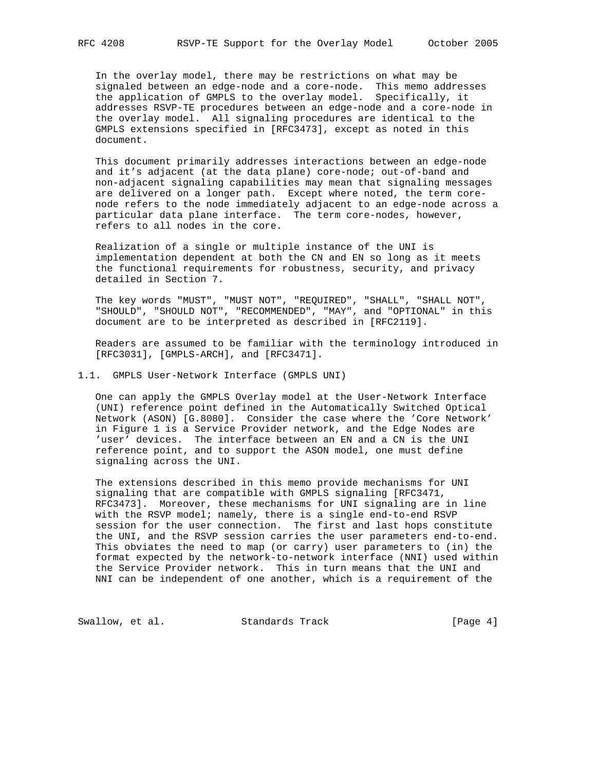In the overlay model, there may be restrictions on what may be signaled between an edge-node and a core-node. This memo addresses the application of GMPLS to the overlay model. Specifically, it addresses RSVP-TE procedures between an edge-node and a core-node in the overlay model. All signaling procedures are identical to the GMPLS extensions specified in [RFC3473], except as noted in this document.

This document primarily addresses interactions between an edge-node and it’s adjacent (at the data plane) core-node; out-of-band and non-adjacent signaling capabilities may mean that signaling messages are delivered on a longer path. Except where noted, the term core-node refers to the node immediately adjacent to an edge-node across a particular data plane interface. The term core-nodes, however, refers to all nodes in the core.

Realization of a single or multiple instance of the UNI is implementation dependent at both the CN and EN so long as it meets the functional requirements for robustness, security, and privacy detailed in Section 7.

The key words "MUST", "MUST NOT", "REQUIRED", "SHALL", "SHALL NOT", "SHOULD", "SHOULD NOT", "RECOMMENDED", "MAY", and "OPTIONAL" in this document are to be interpreted as described in [RFC2119].

Readers are assumed to be familiar with the terminology introduced in [RFC3031], [GMPLS-ARCH], and [RFC3471].

## 1.1. GMPLS User-Network Interface (GMPLS UNI)

One can apply the GMPLS Overlay model at the User-Network Interface (UNI) reference point defined in the Automatically Switched Optical Network (ASON) [G.8080]. Consider the case where the ’Core Network’ in Figure 1 is a Service Provider network, and the Edge Nodes are ’user’ devices. The interface between an EN and a CN is the UNI reference point, and to support the ASON model, one must define signaling across the UNI.

The extensions described in this memo provide mechanisms for UNI signaling that are compatible with GMPLS signaling [RFC3471, RFC3473]. Moreover, these mechanisms for UNI signaling are in line with the RSVP model; namely, there is a single end-to-end RSVP session for the user connection. The first and last hops constitute the UNI, and the RSVP session carries the user parameters end-to-end. This obviates the need to map (or carry) user parameters to (in) the format expected by the network-to-network interface (NNI) used within the Service Provider network. This in turn means that the UNI and NNI can be independent of one another, which is a requirement of the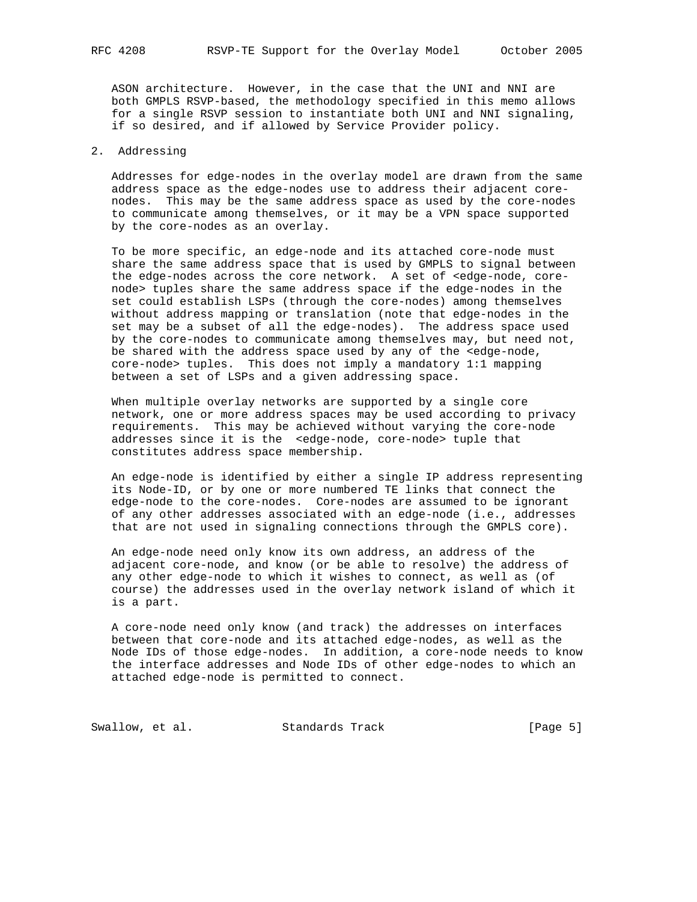ASON architecture. However, in the case that the UNI and NNI are both GMPLS RSVP-based, the methodology specified in this memo allows for a single RSVP session to instantiate both UNI and NNI signaling, if so desired, and if allowed by Service Provider policy.

## 2. Addressing

Addresses for edge-nodes in the overlay model are drawn from the same address space as the edge-nodes use to address their adjacent core-nodes. This may be the same address space as used by the core-nodes to communicate among themselves, or it may be a VPN space supported by the core-nodes as an overlay.

To be more specific, an edge-node and its attached core-node must share the same address space that is used by GMPLS to signal between the edge-nodes across the core network. A set of <edge-node, core-node> tuples share the same address space if the edge-nodes in the set could establish LSPs (through the core-nodes) among themselves without address mapping or translation (note that edge-nodes in the set may be a subset of all the edge-nodes). The address space used by the core-nodes to communicate among themselves may, but need not, be shared with the address space used by any of the <edge-node, core-node> tuples. This does not imply a mandatory 1:1 mapping between a set of LSPs and a given addressing space.

When multiple overlay networks are supported by a single core network, one or more address spaces may be used according to privacy requirements. This may be achieved without varying the core-node addresses since it is the <edge-node, core-node> tuple that constitutes address space membership.

An edge-node is identified by either a single IP address representing its Node-ID, or by one or more numbered TE links that connect the edge-node to the core-nodes. Core-nodes are assumed to be ignorant of any other addresses associated with an edge-node (i.e., addresses that are not used in signaling connections through the GMPLS core).

An edge-node need only know its own address, an address of the adjacent core-node, and know (or be able to resolve) the address of any other edge-node to which it wishes to connect, as well as (of course) the addresses used in the overlay network island of which it is a part.

A core-node need only know (and track) the addresses on interfaces between that core-node and its attached edge-nodes, as well as the Node IDs of those edge-nodes. In addition, a core-node needs to know the interface addresses and Node IDs of other edge-nodes to which an attached edge-node is permitted to connect.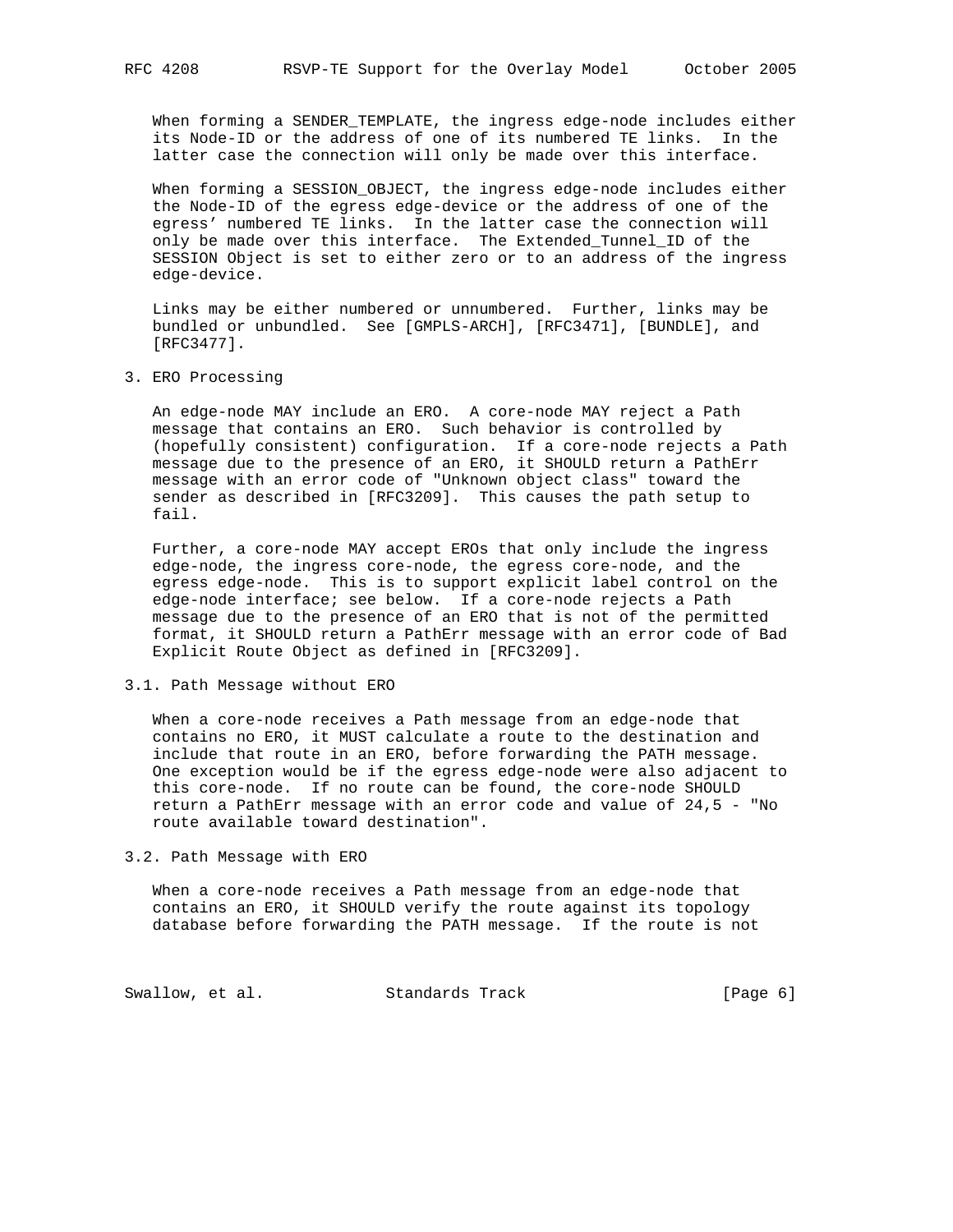When forming a SENDER_TEMPLATE, the ingress edge-node includes either its Node-ID or the address of one of its numbered TE links. In the latter case the connection will only be made over this interface.

When forming a SESSION_OBJECT, the ingress edge-node includes either the Node-ID of the egress edge-device or the address of one of the egress' numbered TE links. In the latter case the connection will only be made over this interface. The Extended_Tunnel_ID of the SESSION Object is set to either zero or to an address of the ingress edge-device.

Links may be either numbered or unnumbered. Further, links may be bundled or unbundled. See [GMPLS-ARCH], [RFC3471], [BUNDLE], and [RFC3477].

## 3. ERO Processing

An edge-node MAY include an ERO. A core-node MAY reject a Path message that contains an ERO. Such behavior is controlled by (hopefully consistent) configuration. If a core-node rejects a Path message due to the presence of an ERO, it SHOULD return a PathErr message with an error code of "Unknown object class" toward the sender as described in [RFC3209]. This causes the path setup to fail.

Further, a core-node MAY accept EROs that only include the ingress edge-node, the ingress core-node, the egress core-node, and the egress edge-node. This is to support explicit label control on the edge-node interface; see below. If a core-node rejects a Path message due to the presence of an ERO that is not of the permitted format, it SHOULD return a PathErr message with an error code of Bad Explicit Route Object as defined in [RFC3209].

### 3.1. Path Message without ERO

When a core-node receives a Path message from an edge-node that contains no ERO, it MUST calculate a route to the destination and include that route in an ERO, before forwarding the PATH message. One exception would be if the egress edge-node were also adjacent to this core-node. If no route can be found, the core-node SHOULD return a PathErr message with an error code and value of 24,5 - "No route available toward destination".

### 3.2. Path Message with ERO

When a core-node receives a Path message from an edge-node that contains an ERO, it SHOULD verify the route against its topology database before forwarding the PATH message. If the route is not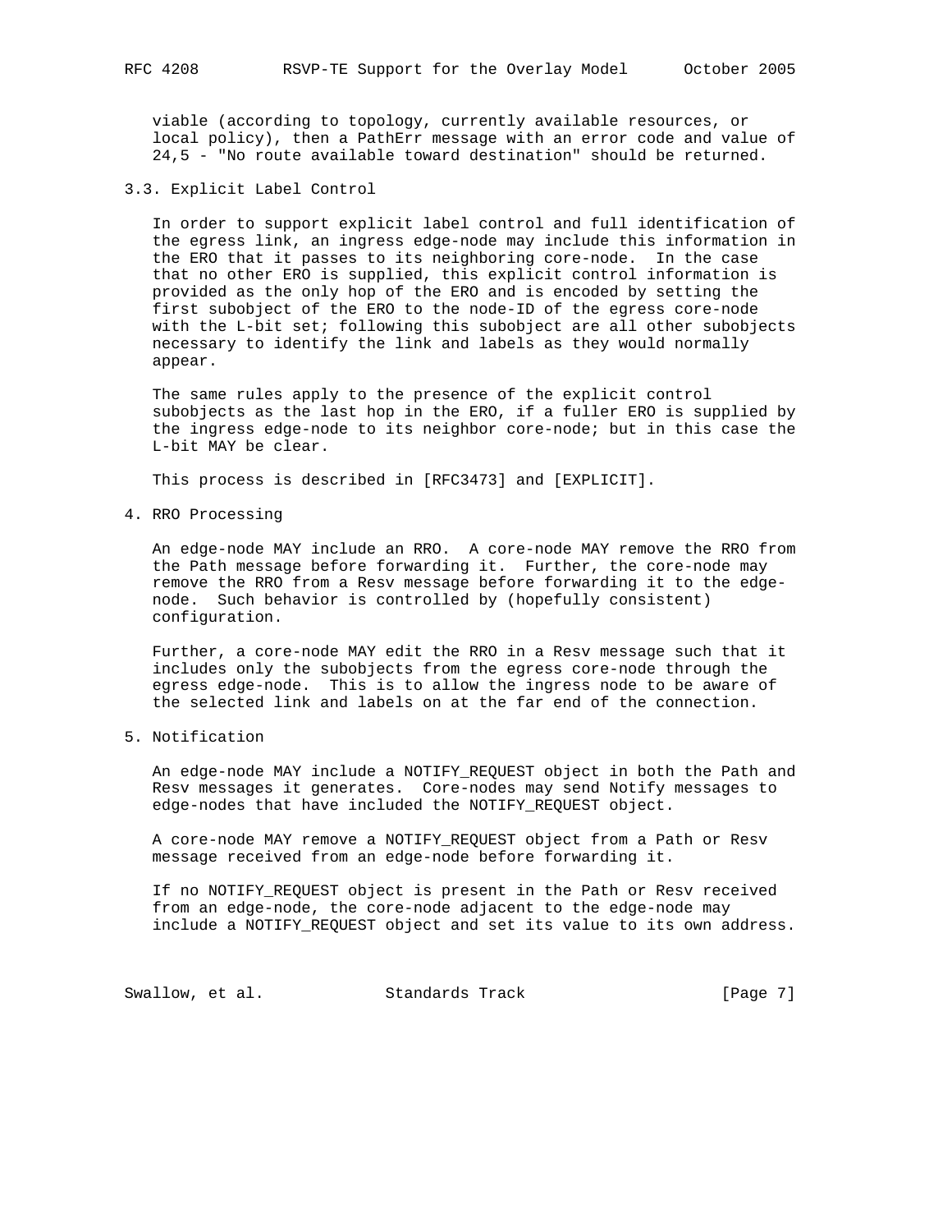viable (according to topology, currently available resources, or local policy), then a PathErr message with an error code and value of 24,5 - "No route available toward destination" should be returned.

## 3.3. Explicit Label Control

In order to support explicit label control and full identification of the egress link, an ingress edge-node may include this information in the ERO that it passes to its neighboring core-node. In the case that no other ERO is supplied, this explicit control information is provided as the only hop of the ERO and is encoded by setting the first subobject of the ERO to the node-ID of the egress core-node with the L-bit set; following this subobject are all other subobjects necessary to identify the link and labels as they would normally appear.

The same rules apply to the presence of the explicit control subobjects as the last hop in the ERO, if a fuller ERO is supplied by the ingress edge-node to its neighbor core-node; but in this case the L-bit MAY be clear.

This process is described in [RFC3473] and [EXPLICIT].

# 4. RRO Processing

An edge-node MAY include an RRO. A core-node MAY remove the RRO from the Path message before forwarding it. Further, the core-node may remove the RRO from a Resv message before forwarding it to the edge-node. Such behavior is controlled by (hopefully consistent) configuration.

Further, a core-node MAY edit the RRO in a Resv message such that it includes only the subobjects from the egress core-node through the egress edge-node. This is to allow the ingress node to be aware of the selected link and labels on at the far end of the connection.

# 5. Notification

An edge-node MAY include a NOTIFY_REQUEST object in both the Path and Resv messages it generates. Core-nodes may send Notify messages to edge-nodes that have included the NOTIFY_REQUEST object.

A core-node MAY remove a NOTIFY_REQUEST object from a Path or Resv message received from an edge-node before forwarding it.

If no NOTIFY_REQUEST object is present in the Path or Resv received from an edge-node, the core-node adjacent to the edge-node may include a NOTIFY_REQUEST object and set its value to its own address.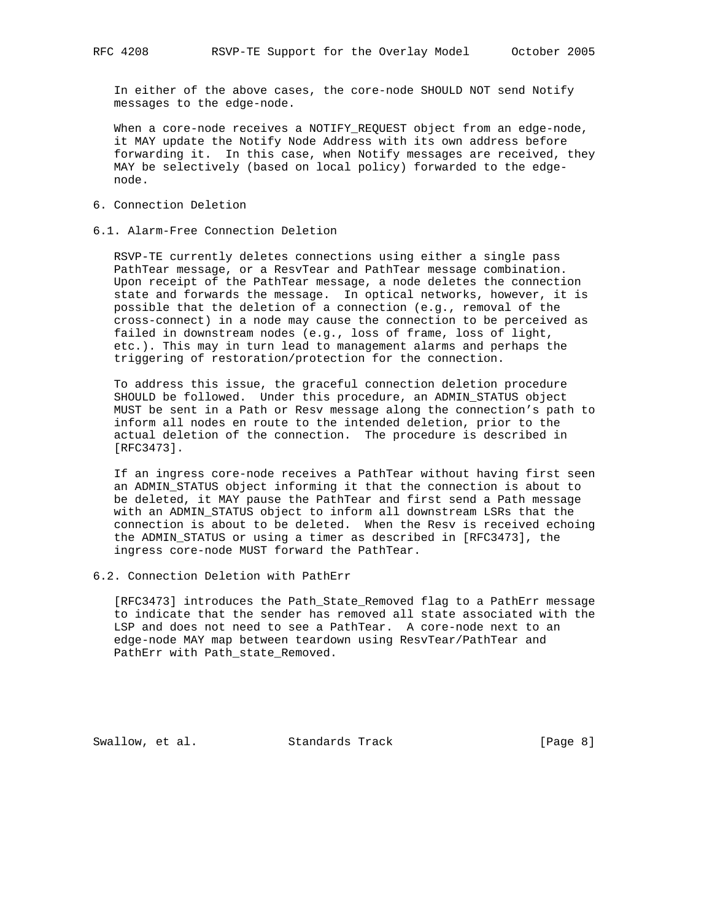In either of the above cases, the core-node SHOULD NOT send Notify messages to the edge-node.

When a core-node receives a NOTIFY_REQUEST object from an edge-node, it MAY update the Notify Node Address with its own address before forwarding it. In this case, when Notify messages are received, they MAY be selectively (based on local policy) forwarded to the edge-node.

## 6. Connection Deletion

### 6.1. Alarm-Free Connection Deletion

RSVP-TE currently deletes connections using either a single pass PathTear message, or a ResvTear and PathTear message combination. Upon receipt of the PathTear message, a node deletes the connection state and forwards the message. In optical networks, however, it is possible that the deletion of a connection (e.g., removal of the cross-connect) in a node may cause the connection to be perceived as failed in downstream nodes (e.g., loss of frame, loss of light, etc.). This may in turn lead to management alarms and perhaps the triggering of restoration/protection for the connection.

To address this issue, the graceful connection deletion procedure SHOULD be followed. Under this procedure, an ADMIN_STATUS object MUST be sent in a Path or Resv message along the connection's path to inform all nodes en route to the intended deletion, prior to the actual deletion of the connection. The procedure is described in [RFC3473].

If an ingress core-node receives a PathTear without having first seen an ADMIN_STATUS object informing it that the connection is about to be deleted, it MAY pause the PathTear and first send a Path message with an ADMIN_STATUS object to inform all downstream LSRs that the connection is about to be deleted. When the Resv is received echoing the ADMIN_STATUS or using a timer as described in [RFC3473], the ingress core-node MUST forward the PathTear.

### 6.2. Connection Deletion with PathErr

[RFC3473] introduces the Path_State_Removed flag to a PathErr message to indicate that the sender has removed all state associated with the LSP and does not need to see a PathTear. A core-node next to an edge-node MAY map between teardown using ResvTear/PathTear and PathErr with Path_state_Removed.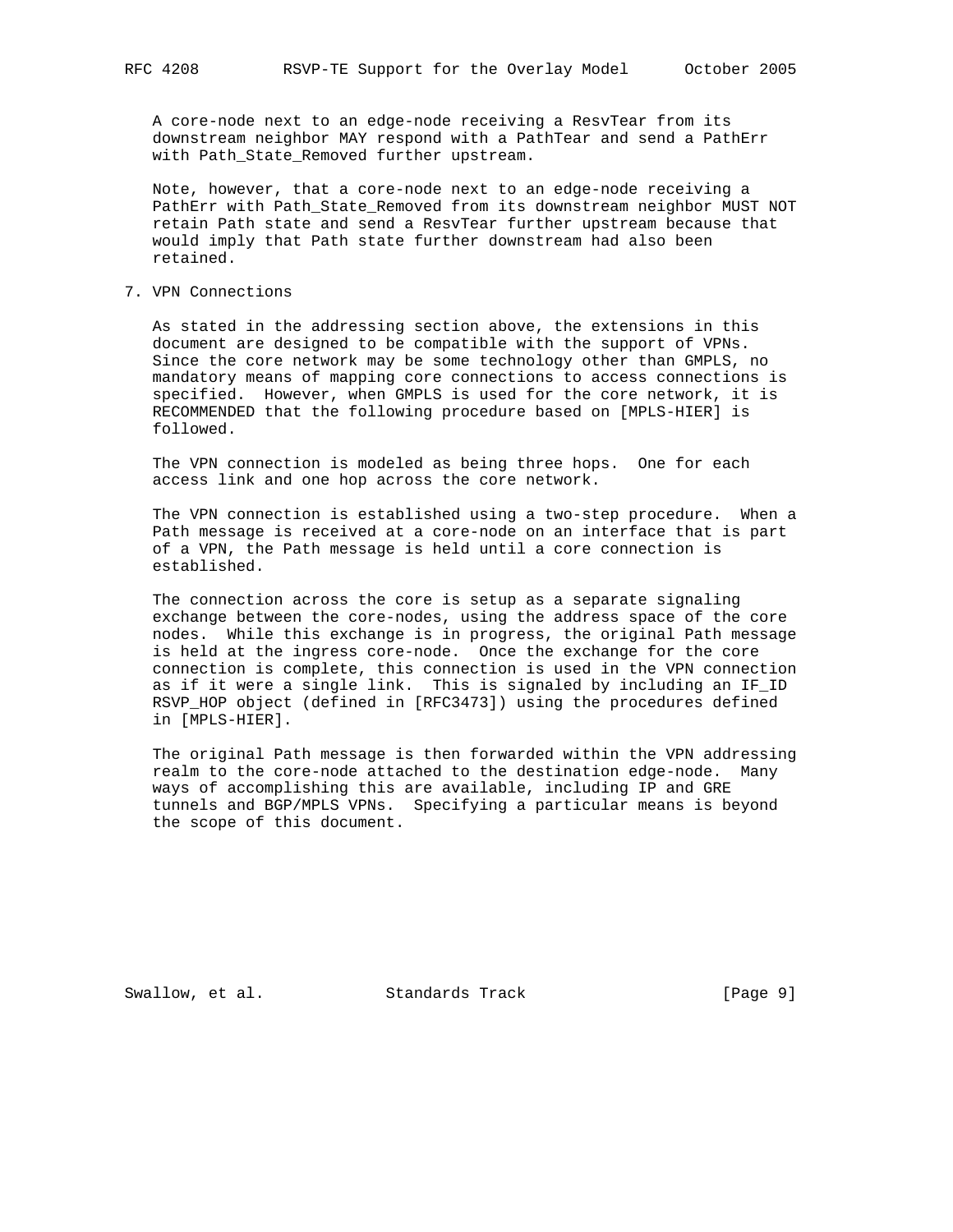A core-node next to an edge-node receiving a ResvTear from its downstream neighbor MAY respond with a PathTear and send a PathErr with Path_State_Removed further upstream.

Note, however, that a core-node next to an edge-node receiving a PathErr with Path_State_Removed from its downstream neighbor MUST NOT retain Path state and send a ResvTear further upstream because that would imply that Path state further downstream had also been retained.

## 7. VPN Connections

As stated in the addressing section above, the extensions in this document are designed to be compatible with the support of VPNs. Since the core network may be some technology other than GMPLS, no mandatory means of mapping core connections to access connections is specified. However, when GMPLS is used for the core network, it is RECOMMENDED that the following procedure based on [MPLS-HIER] is followed.

The VPN connection is modeled as being three hops. One for each access link and one hop across the core network.

The VPN connection is established using a two-step procedure. When a Path message is received at a core-node on an interface that is part of a VPN, the Path message is held until a core connection is established.

The connection across the core is setup as a separate signaling exchange between the core-nodes, using the address space of the core nodes. While this exchange is in progress, the original Path message is held at the ingress core-node. Once the exchange for the core connection is complete, this connection is used in the VPN connection as if it were a single link. This is signaled by including an IF_ID RSVP_HOP object (defined in [RFC3473]) using the procedures defined in [MPLS-HIER].

The original Path message is then forwarded within the VPN addressing realm to the core-node attached to the destination edge-node. Many ways of accomplishing this are available, including IP and GRE tunnels and BGP/MPLS VPNs. Specifying a particular means is beyond the scope of this document.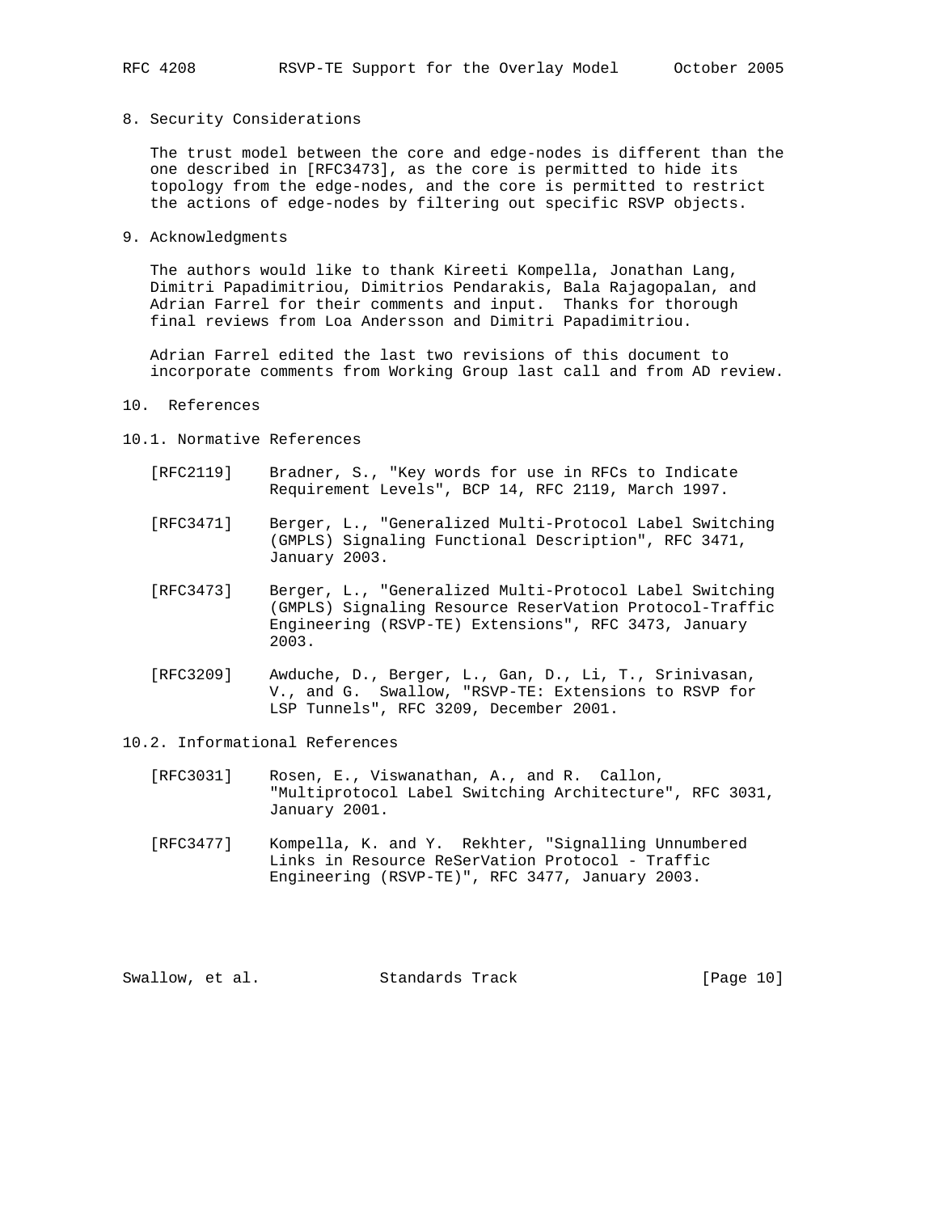## 8. Security Considerations

The trust model between the core and edge-nodes is different than the one described in [RFC3473], as the core is permitted to hide its topology from the edge-nodes, and the core is permitted to restrict the actions of edge-nodes by filtering out specific RSVP objects.

## 9. Acknowledgments

The authors would like to thank Kireeti Kompella, Jonathan Lang, Dimitri Papadimitriou, Dimitrios Pendarakis, Bala Rajagopalan, and Adrian Farrel for their comments and input. Thanks for thorough final reviews from Loa Andersson and Dimitri Papadimitriou.

Adrian Farrel edited the last two revisions of this document to incorporate comments from Working Group last call and from AD review.

## 10. References

### 10.1. Normative References

[RFC2119] Bradner, S., "Key words for use in RFCs to Indicate Requirement Levels", BCP 14, RFC 2119, March 1997.

[RFC3471] Berger, L., "Generalized Multi-Protocol Label Switching (GMPLS) Signaling Functional Description", RFC 3471, January 2003.

[RFC3473] Berger, L., "Generalized Multi-Protocol Label Switching (GMPLS) Signaling Resource ReserVation Protocol-Traffic Engineering (RSVP-TE) Extensions", RFC 3473, January 2003.

[RFC3209] Awduche, D., Berger, L., Gan, D., Li, T., Srinivasan, V., and G. Swallow, "RSVP-TE: Extensions to RSVP for LSP Tunnels", RFC 3209, December 2001.

### 10.2. Informational References

[RFC3031] Rosen, E., Viswanathan, A., and R. Callon, "Multiprotocol Label Switching Architecture", RFC 3031, January 2001.

[RFC3477] Kompella, K. and Y. Rekhter, "Signalling Unnumbered Links in Resource ReSerVation Protocol - Traffic Engineering (RSVP-TE)", RFC 3477, January 2003.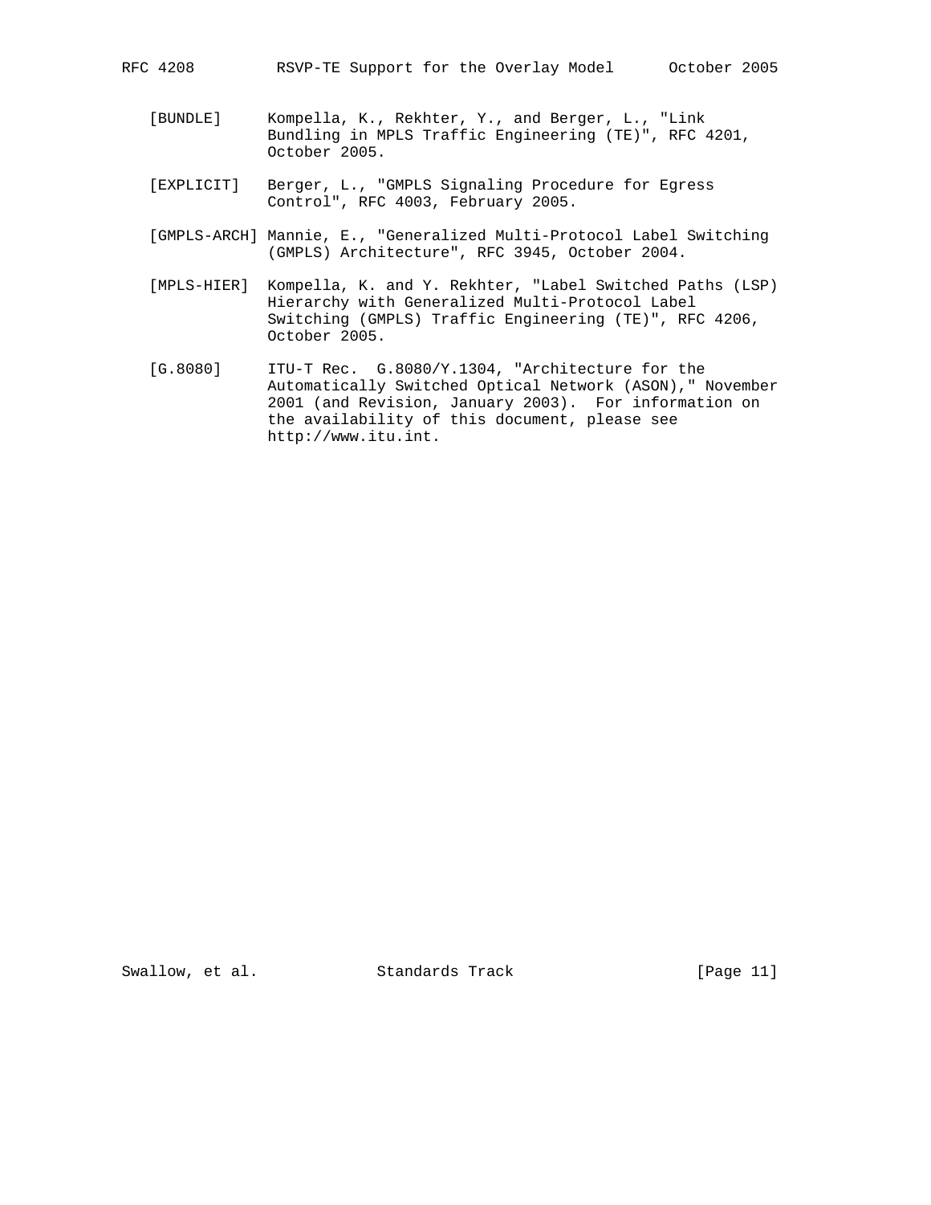[BUNDLE] Kompella, K., Rekhter, Y., and Berger, L., "Link Bundling in MPLS Traffic Engineering (TE)", RFC 4201, October 2005.

[EXPLICIT] Berger, L., "GMPLS Signaling Procedure for Egress Control", RFC 4003, February 2005.

[GMPLS-ARCH] Mannie, E., "Generalized Multi-Protocol Label Switching (GMPLS) Architecture", RFC 3945, October 2004.

[MPLS-HIER] Kompella, K. and Y. Rekhter, "Label Switched Paths (LSP) Hierarchy with Generalized Multi-Protocol Label Switching (GMPLS) Traffic Engineering (TE)", RFC 4206, October 2005.

[G.8080] ITU-T Rec. G.8080/Y.1304, "Architecture for the Automatically Switched Optical Network (ASON)," November 2001 (and Revision, January 2003). For information on the availability of this document, please see http://www.itu.int.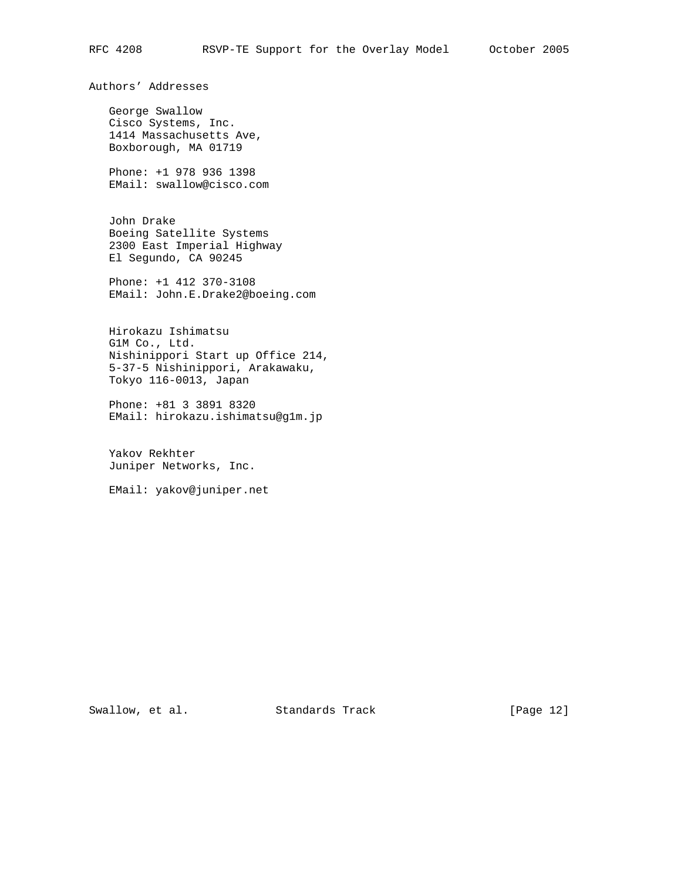## Authors' Addresses

George Swallow
Cisco Systems, Inc.
1414 Massachusetts Ave,
Boxborough, MA 01719

Phone: +1 978 936 1398
EMail: swallow@cisco.com

John Drake
Boeing Satellite Systems
2300 East Imperial Highway
El Segundo, CA 90245

Phone: +1 412 370-3108
EMail: John.E.Drake2@boeing.com

Hirokazu Ishimatsu
G1M Co., Ltd.
Nishinippori Start up Office 214,
5-37-5 Nishinippori, Arakawaku,
Tokyo 116-0013, Japan

Phone: +81 3 3891 8320
EMail: hirokazu.ishimatsu@g1m.jp

Yakov Rekhter
Juniper Networks, Inc.

EMail: yakov@juniper.net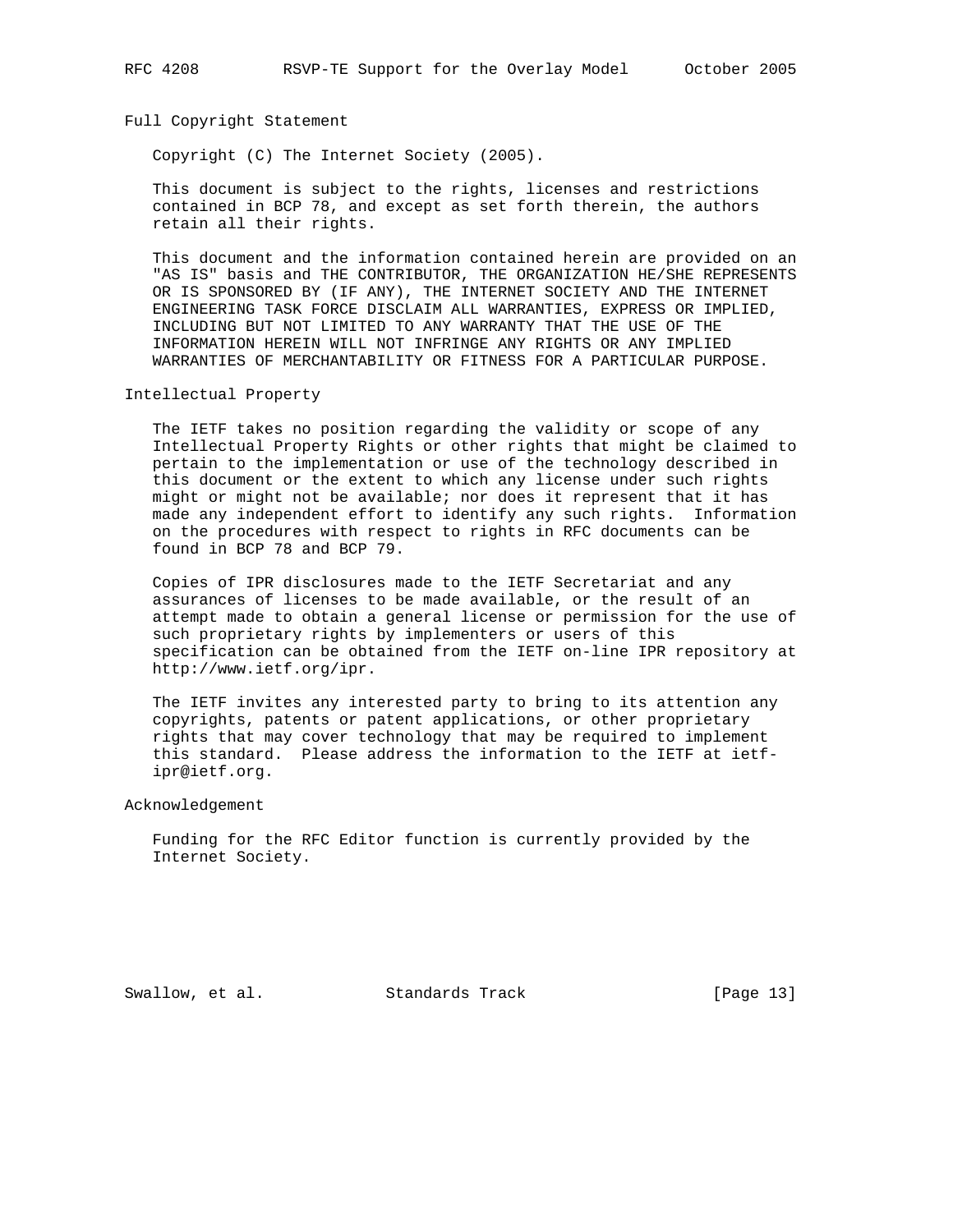## Full Copyright Statement

Copyright (C) The Internet Society (2005).

This document is subject to the rights, licenses and restrictions contained in BCP 78, and except as set forth therein, the authors retain all their rights.

This document and the information contained herein are provided on an "AS IS" basis and THE CONTRIBUTOR, THE ORGANIZATION HE/SHE REPRESENTS OR IS SPONSORED BY (IF ANY), THE INTERNET SOCIETY AND THE INTERNET ENGINEERING TASK FORCE DISCLAIM ALL WARRANTIES, EXPRESS OR IMPLIED, INCLUDING BUT NOT LIMITED TO ANY WARRANTY THAT THE USE OF THE INFORMATION HEREIN WILL NOT INFRINGE ANY RIGHTS OR ANY IMPLIED WARRANTIES OF MERCHANTABILITY OR FITNESS FOR A PARTICULAR PURPOSE.

## Intellectual Property

The IETF takes no position regarding the validity or scope of any Intellectual Property Rights or other rights that might be claimed to pertain to the implementation or use of the technology described in this document or the extent to which any license under such rights might or might not be available; nor does it represent that it has made any independent effort to identify any such rights. Information on the procedures with respect to rights in RFC documents can be found in BCP 78 and BCP 79.

Copies of IPR disclosures made to the IETF Secretariat and any assurances of licenses to be made available, or the result of an attempt made to obtain a general license or permission for the use of such proprietary rights by implementers or users of this specification can be obtained from the IETF on-line IPR repository at http://www.ietf.org/ipr.

The IETF invites any interested party to bring to its attention any copyrights, patents or patent applications, or other proprietary rights that may cover technology that may be required to implement this standard. Please address the information to the IETF at ietf-ipr@ietf.org.

## Acknowledgement

Funding for the RFC Editor function is currently provided by the Internet Society.